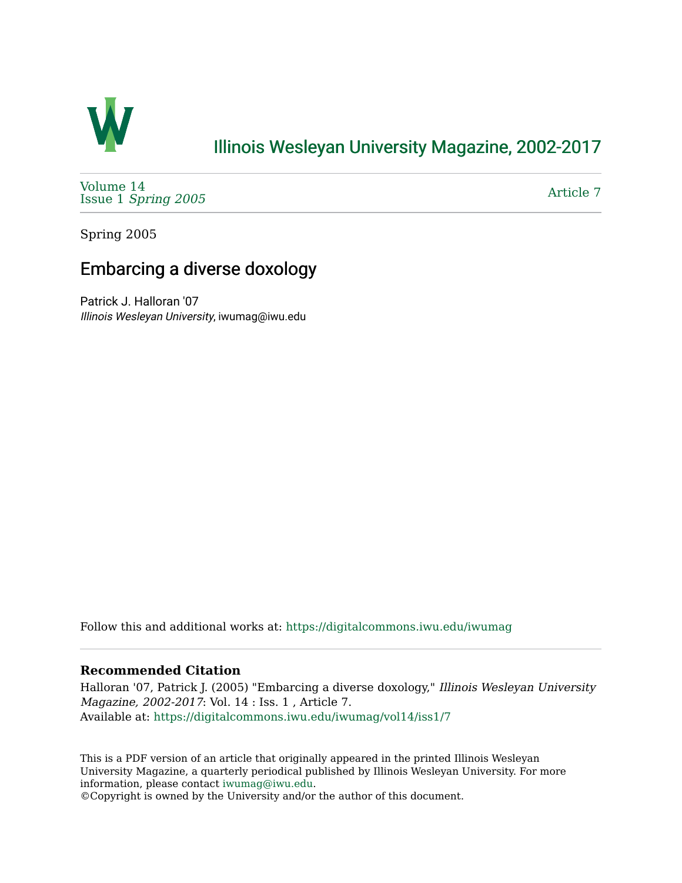# Illinois Wesleyan University Magazine, 2002-2017

Volume 14
Issue 1 *Spring 2005*

Article 7

Spring 2005

## Embarcing a diverse doxology

Patrick J. Halloran '07
*Illinois Wesleyan University*, iwumag@iwu.edu

Follow this and additional works at: https://digitalcommons.iwu.edu/iwumag

### Recommended Citation

Halloran '07, Patrick J. (2005) "Embarcing a diverse doxology," *Illinois Wesleyan University Magazine, 2002-2017*: Vol. 14 : Iss. 1 , Article 7.
Available at: https://digitalcommons.iwu.edu/iwumag/vol14/iss1/7

This is a PDF version of an article that originally appeared in the printed Illinois Wesleyan University Magazine, a quarterly periodical published by Illinois Wesleyan University. For more information, please contact iwumag@iwu.edu.
©Copyright is owned by the University and/or the author of this document.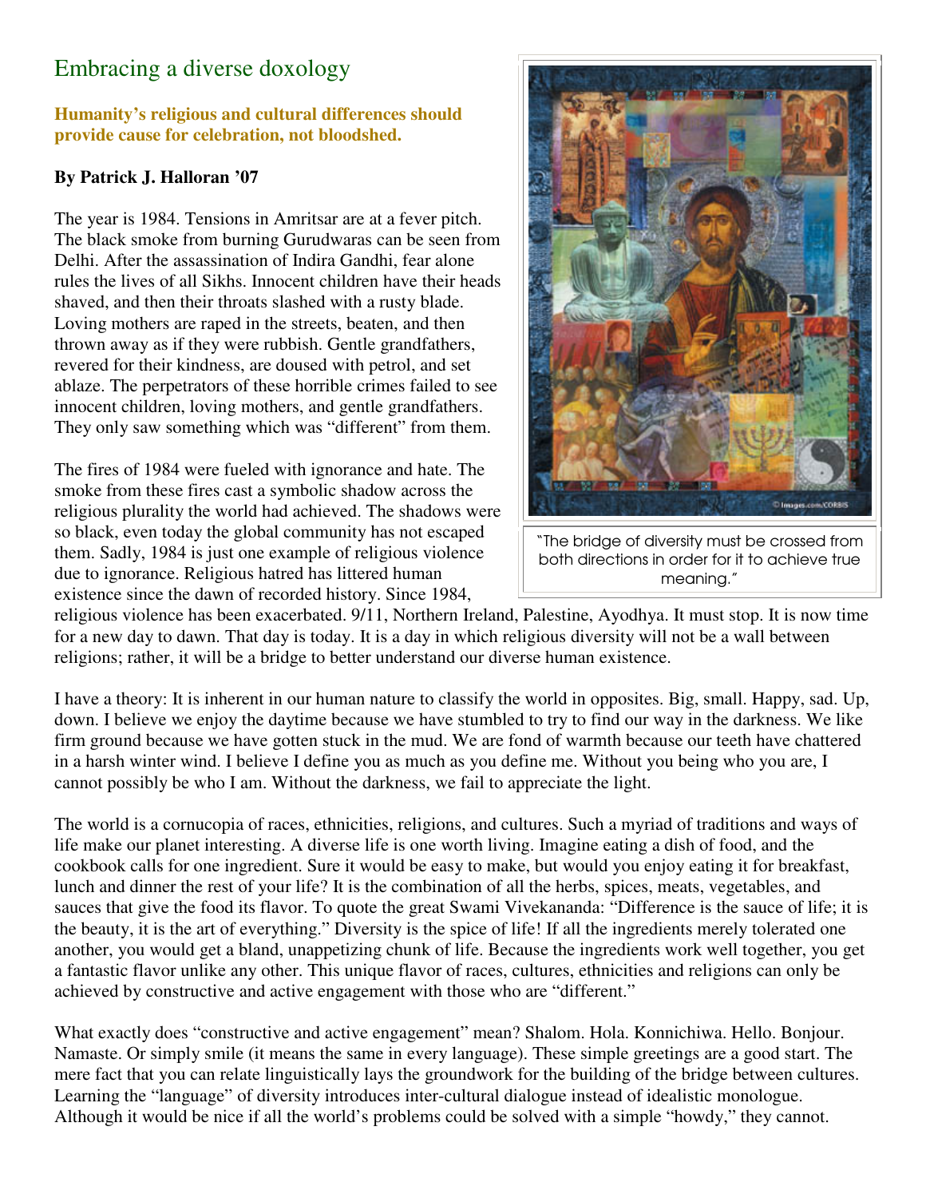# Embracing a diverse doxology

**Humanity's religious and cultural differences should provide cause for celebration, not bloodshed.**

**By Patrick J. Halloran '07**

The year is 1984. Tensions in Amritsar are at a fever pitch. The black smoke from burning Gurudwaras can be seen from Delhi. After the assassination of Indira Gandhi, fear alone rules the lives of all Sikhs. Innocent children have their heads shaved, and then their throats slashed with a rusty blade. Loving mothers are raped in the streets, beaten, and then thrown away as if they were rubbish. Gentle grandfathers, revered for their kindness, are doused with petrol, and set ablaze. The perpetrators of these horrible crimes failed to see innocent children, loving mothers, and gentle grandfathers. They only saw something which was "different" from them.

The fires of 1984 were fueled with ignorance and hate. The smoke from these fires cast a symbolic shadow across the religious plurality the world had achieved. The shadows were so black, even today the global community has not escaped them. Sadly, 1984 is just one example of religious violence due to ignorance. Religious hatred has littered human existence since the dawn of recorded history. Since 1984, religious violence has been exacerbated. 9/11, Northern Ireland, Palestine, Ayodhya. It must stop. It is now time for a new day to dawn. That day is today. It is a day in which religious diversity will not be a wall between religions; rather, it will be a bridge to better understand our diverse human existence.

"The bridge of diversity must be crossed from both directions in order for it to achieve true meaning."

I have a theory: It is inherent in our human nature to classify the world in opposites. Big, small. Happy, sad. Up, down. I believe we enjoy the daytime because we have stumbled to try to find our way in the darkness. We like firm ground because we have gotten stuck in the mud. We are fond of warmth because our teeth have chattered in a harsh winter wind. I believe I define you as much as you define me. Without you being who you are, I cannot possibly be who I am. Without the darkness, we fail to appreciate the light.

The world is a cornucopia of races, ethnicities, religions, and cultures. Such a myriad of traditions and ways of life make our planet interesting. A diverse life is one worth living. Imagine eating a dish of food, and the cookbook calls for one ingredient. Sure it would be easy to make, but would you enjoy eating it for breakfast, lunch and dinner the rest of your life? It is the combination of all the herbs, spices, meats, vegetables, and sauces that give the food its flavor. To quote the great Swami Vivekananda: "Difference is the sauce of life; it is the beauty, it is the art of everything." Diversity is the spice of life! If all the ingredients merely tolerated one another, you would get a bland, unappetizing chunk of life. Because the ingredients work well together, you get a fantastic flavor unlike any other. This unique flavor of races, cultures, ethnicities and religions can only be achieved by constructive and active engagement with those who are "different."

What exactly does "constructive and active engagement" mean? Shalom. Hola. Konnichiwa. Hello. Bonjour. Namaste. Or simply smile (it means the same in every language). These simple greetings are a good start. The mere fact that you can relate linguistically lays the groundwork for the building of the bridge between cultures. Learning the "language" of diversity introduces inter-cultural dialogue instead of idealistic monologue. Although it would be nice if all the world's problems could be solved with a simple "howdy," they cannot.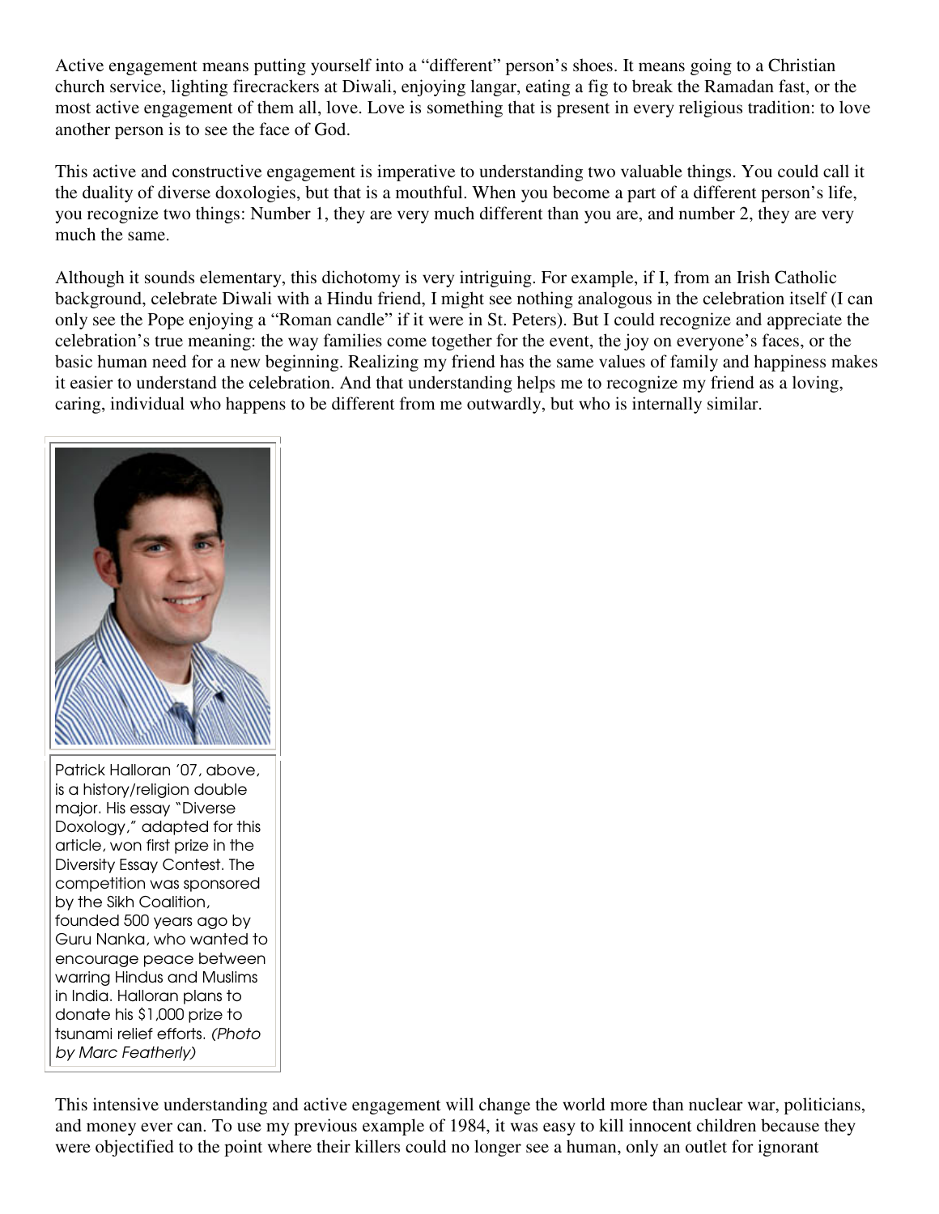Active engagement means putting yourself into a "different" person's shoes. It means going to a Christian church service, lighting firecrackers at Diwali, enjoying langar, eating a fig to break the Ramadan fast, or the most active engagement of them all, love. Love is something that is present in every religious tradition: to love another person is to see the face of God.

This active and constructive engagement is imperative to understanding two valuable things. You could call it the duality of diverse doxologies, but that is a mouthful. When you become a part of a different person's life, you recognize two things: Number 1, they are very much different than you are, and number 2, they are very much the same.

Although it sounds elementary, this dichotomy is very intriguing. For example, if I, from an Irish Catholic background, celebrate Diwali with a Hindu friend, I might see nothing analogous in the celebration itself (I can only see the Pope enjoying a "Roman candle" if it were in St. Peters). But I could recognize and appreciate the celebration's true meaning: the way families come together for the event, the joy on everyone's faces, or the basic human need for a new beginning. Realizing my friend has the same values of family and happiness makes it easier to understand the celebration. And that understanding helps me to recognize my friend as a loving, caring, individual who happens to be different from me outwardly, but who is internally similar.

Patrick Halloran '07, above, is a history/religion double major. His essay "Diverse Doxology," adapted for this article, won first prize in the Diversity Essay Contest. The competition was sponsored by the Sikh Coalition, founded 500 years ago by Guru Nanka, who wanted to encourage peace between warring Hindus and Muslims in India. Halloran plans to donate his $1,000 prize to tsunami relief efforts. *(Photo by Marc Featherly)*

This intensive understanding and active engagement will change the world more than nuclear war, politicians, and money ever can. To use my previous example of 1984, it was easy to kill innocent children because they were objectified to the point where their killers could no longer see a human, only an outlet for ignorant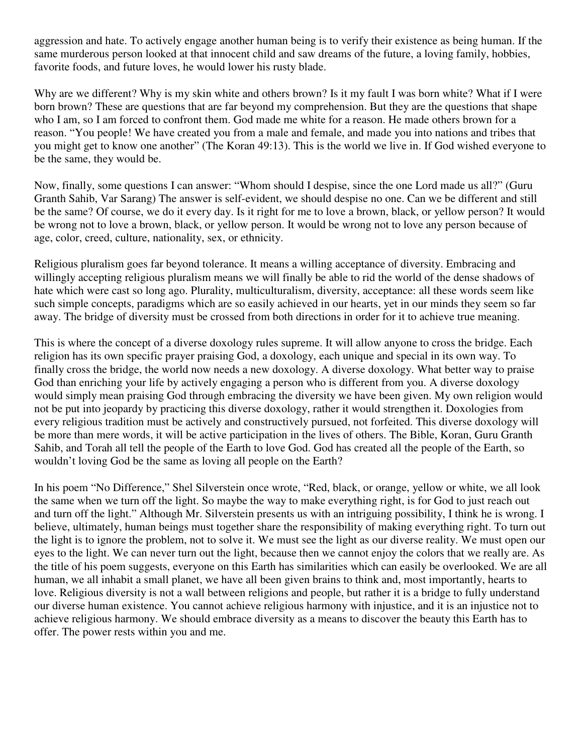aggression and hate. To actively engage another human being is to verify their existence as being human. If the same murderous person looked at that innocent child and saw dreams of the future, a loving family, hobbies, favorite foods, and future loves, he would lower his rusty blade.

Why are we different? Why is my skin white and others brown? Is it my fault I was born white? What if I were born brown? These are questions that are far beyond my comprehension. But they are the questions that shape who I am, so I am forced to confront them. God made me white for a reason. He made others brown for a reason. "You people! We have created you from a male and female, and made you into nations and tribes that you might get to know one another" (The Koran 49:13). This is the world we live in. If God wished everyone to be the same, they would be.

Now, finally, some questions I can answer: "Whom should I despise, since the one Lord made us all?" (Guru Granth Sahib, Var Sarang) The answer is self-evident, we should despise no one. Can we be different and still be the same? Of course, we do it every day. Is it right for me to love a brown, black, or yellow person? It would be wrong not to love a brown, black, or yellow person. It would be wrong not to love any person because of age, color, creed, culture, nationality, sex, or ethnicity.

Religious pluralism goes far beyond tolerance. It means a willing acceptance of diversity. Embracing and willingly accepting religious pluralism means we will finally be able to rid the world of the dense shadows of hate which were cast so long ago. Plurality, multiculturalism, diversity, acceptance: all these words seem like such simple concepts, paradigms which are so easily achieved in our hearts, yet in our minds they seem so far away. The bridge of diversity must be crossed from both directions in order for it to achieve true meaning.

This is where the concept of a diverse doxology rules supreme. It will allow anyone to cross the bridge. Each religion has its own specific prayer praising God, a doxology, each unique and special in its own way. To finally cross the bridge, the world now needs a new doxology. A diverse doxology. What better way to praise God than enriching your life by actively engaging a person who is different from you. A diverse doxology would simply mean praising God through embracing the diversity we have been given. My own religion would not be put into jeopardy by practicing this diverse doxology, rather it would strengthen it. Doxologies from every religious tradition must be actively and constructively pursued, not forfeited. This diverse doxology will be more than mere words, it will be active participation in the lives of others. The Bible, Koran, Guru Granth Sahib, and Torah all tell the people of the Earth to love God. God has created all the people of the Earth, so wouldn't loving God be the same as loving all people on the Earth?

In his poem "No Difference," Shel Silverstein once wrote, "Red, black, or orange, yellow or white, we all look the same when we turn off the light. So maybe the way to make everything right, is for God to just reach out and turn off the light." Although Mr. Silverstein presents us with an intriguing possibility, I think he is wrong. I believe, ultimately, human beings must together share the responsibility of making everything right. To turn out the light is to ignore the problem, not to solve it. We must see the light as our diverse reality. We must open our eyes to the light. We can never turn out the light, because then we cannot enjoy the colors that we really are. As the title of his poem suggests, everyone on this Earth has similarities which can easily be overlooked. We are all human, we all inhabit a small planet, we have all been given brains to think and, most importantly, hearts to love. Religious diversity is not a wall between religions and people, but rather it is a bridge to fully understand our diverse human existence. You cannot achieve religious harmony with injustice, and it is an injustice not to achieve religious harmony. We should embrace diversity as a means to discover the beauty this Earth has to offer. The power rests within you and me.